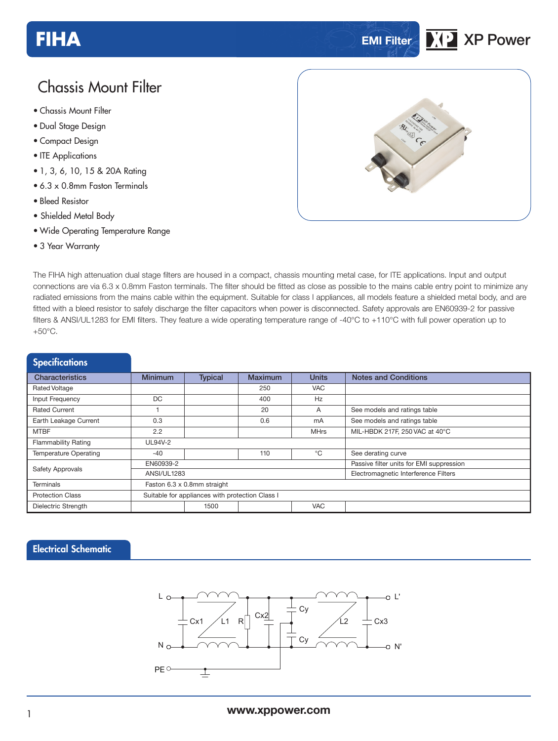# FIHA

EMI Filter

## Chassis Mount Filter

- Chassis Mount Filter
- Dual Stage Design
- Compact Design
- ITE Applications
- 1, 3, 6, 10, 15 & 20A Rating
- 6.3 x 0.8mm Faston Terminals
- Bleed Resistor
- Shielded Metal Body
- Wide Operating Temperature Range
- 3 Year Warranty

The FIHA high attenuation dual stage filters are housed in a compact, chassis mounting metal case, for ITE applications. Input and output connections are via 6.3 x 0.8mm Faston terminals. The filter should be fitted as close as possible to the mains cable entry point to minimize any radiated emissions from the mains cable within the equipment. Suitable for class I appliances, all models feature a shielded metal body, and are fitted with a bleed resistor to safely discharge the filter capacitors when power is disconnected. Safety approvals are EN60939-2 for passive filters & ANSI/UL1283 for EMI filters. They feature a wide operating temperature range of -40°C to +110°C with full power operation up to +50°C.

## Specifications

| Characteristics | Minimum | Typical | Maximum | Units | Notes and Conditions |
|---|---|---|---|---|---|
| Rated Voltage | | | 250 | VAC | |
| Input Frequency | DC | | 400 | Hz | |
| Rated Current | 1 | | 20 | A | See models and ratings table |
| Earth Leakage Current | 0.3 | | 0.6 | mA | See models and ratings table |
| MTBF | 2.2 | | | MHrs | MIL-HBDK 217F, 250 VAC at 40°C |
| Flammability Rating | UL94V-2 | | | | |
| Temperature Operating | -40 | | 110 | °C | See derating curve |
| Safety Approvals | EN60939-2 | | | | Passive filter units for EMI suppression |
| | ANSI/UL1283 | | | | Electromagnetic Interference Filters |
| Terminals | Faston 6.3 x 0.8mm straight | | | | |
| Protection Class | Suitable for appliances with protection Class I | | | | |
| Dielectric Strength | | 1500 | | VAC | |

## Electrical Schematic

L, N, PE, Cx1, L1, R, Cx2, Cy, Cy, L2, Cx3, L', N'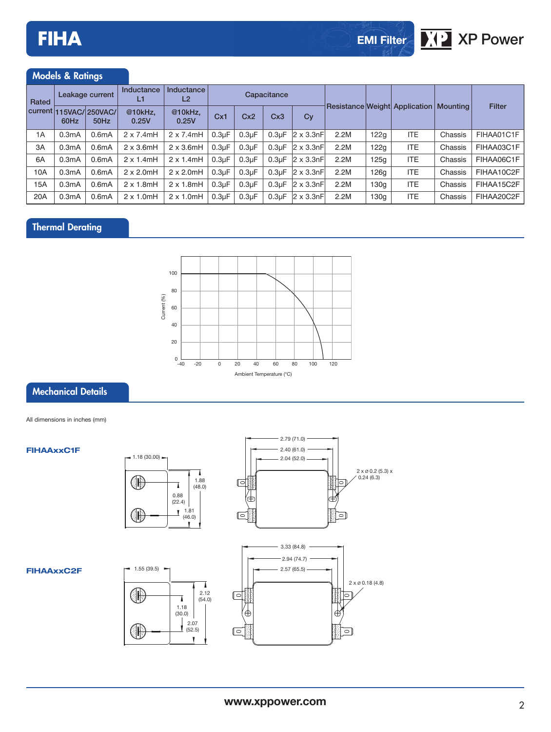## Models & Ratings

| Rated current | Leakage current | | Inductance L1 | Inductance L2 | Capacitance | | | | Resistance | Weight | Application | Mounting | Filter |
|---|---|---|---|---|---|---|---|---|---|---|---|---|---|
| | 115VAC/ 60Hz | 250VAC/ 50Hz | @10kHz, 0.25V | @10kHz, 0.25V | Cx1 | Cx2 | Cx3 | Cy | | | | | |
| 1A | 0.3mA | 0.6mA | 2 x 7.4mH | 2 x 7.4mH | 0.3µF | 0.3µF | 0.3µF | 2 x 3.3nF | 2.2M | 122g | ITE | Chassis | FIHAA01C1F |
| 3A | 0.3mA | 0.6mA | 2 x 3.6mH | 2 x 3.6mH | 0.3µF | 0.3µF | 0.3µF | 2 x 3.3nF | 2.2M | 122g | ITE | Chassis | FIHAA03C1F |
| 6A | 0.3mA | 0.6mA | 2 x 1.4mH | 2 x 1.4mH | 0.3µF | 0.3µF | 0.3µF | 2 x 3.3nF | 2.2M | 125g | ITE | Chassis | FIHAA06C1F |
| 10A | 0.3mA | 0.6mA | 2 x 2.0mH | 2 x 2.0mH | 0.3µF | 0.3µF | 0.3µF | 2 x 3.3nF | 2.2M | 126g | ITE | Chassis | FIHAA10C2F |
| 15A | 0.3mA | 0.6mA | 2 x 1.8mH | 2 x 1.8mH | 0.3µF | 0.3µF | 0.3µF | 2 x 3.3nF | 2.2M | 130g | ITE | Chassis | FIHAA15C2F |
| 20A | 0.3mA | 0.6mA | 2 x 1.0mH | 2 x 1.0mH | 0.3µF | 0.3µF | 0.3µF | 2 x 3.3nF | 2.2M | 130g | ITE | Chassis | FIHAA20C2F |

## Thermal Derating

Current (%) vs. Ambient Temperature (°C)

## Mechanical Details

All dimensions in inches (mm)

**FIHAAxxC1F**

1.18 (30.00), 1.88 (48.0), 0.88 (22.4), 1.81 (46.0), 2.79 (71.0), 2.40 (61.0), 2.04 (52.0), 2 x ø 0.2 (5.3) x 0.24 (6.3)

**FIHAAxxC2F**

1.55 (39.5), 2.12 (54.0), 1.18 (30.0), 2.07 (52.5), 3.33 (84.8), 2.94 (74.7), 2.57 (65.5), 2 x ø 0.18 (4.8)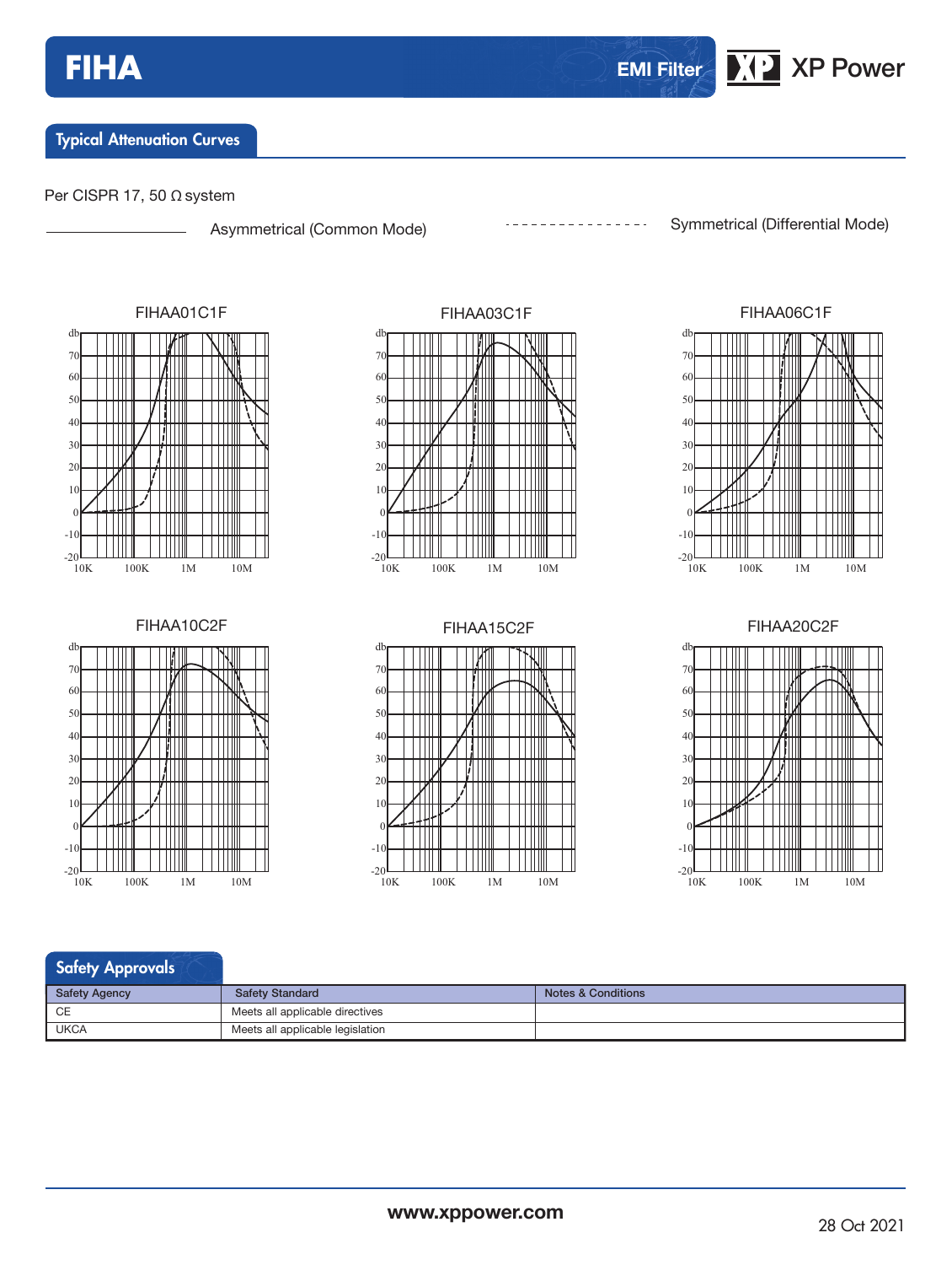## Typical Attenuation Curves

Per CISPR 17, 50 Ω system

Asymmetrical (Common Mode)

Symmetrical (Differential Mode)

FIHAA01C1F

db
70
60
50
40
30
20
10
0
-10
-20
10K 100K 1M 10M

FIHAA03C1F

db
70
60
50
40
30
20
10
0
-10
-20
10K 100K 1M 10M

FIHAA06C1F

db
70
60
50
40
30
20
10
0
-10
-20
10K 100K 1M 10M

FIHAA10C2F

db
70
60
50
40
30
20
10
0
-10
-20
10K 100K 1M 10M

FIHAA15C2F

db
70
60
50
40
30
20
10
0
-10
-20
10K 100K 1M 10M

FIHAA20C2F

db
70
60
50
40
30
20
10
0
-10
-20
10K 100K 1M 10M

## Safety Approvals

| Safety Agency | Safety Standard | Notes & Conditions |
|---|---|---|
| CE | Meets all applicable directives | |
| UKCA | Meets all applicable legislation | |

www.xppower.com

28 Oct 2021